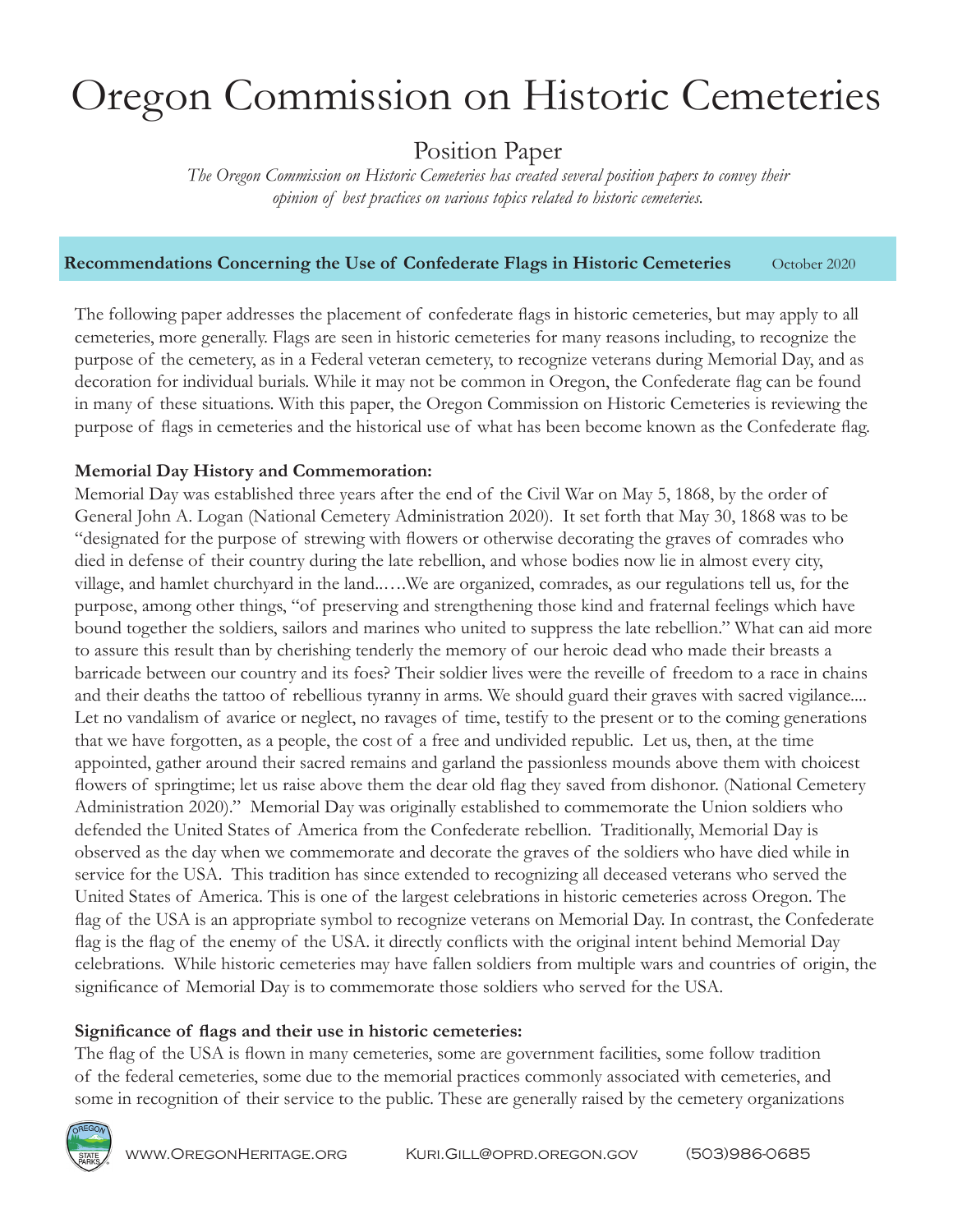# Oregon Commission on Historic Cemeteries

## Position Paper

*The Oregon Commission on Historic Cemeteries has created several position papers to convey their opinion of best practices on various topics related to historic cemeteries.*

**Recommendations Concerning the Use of Confederate Flags in Historic Cemeteries** October 2020

The following paper addresses the placement of confederate flags in historic cemeteries, but may apply to all cemeteries, more generally. Flags are seen in historic cemeteries for many reasons including, to recognize the purpose of the cemetery, as in a Federal veteran cemetery, to recognize veterans during Memorial Day, and as decoration for individual burials. While it may not be common in Oregon, the Confederate flag can be found in many of these situations. With this paper, the Oregon Commission on Historic Cemeteries is reviewing the purpose of flags in cemeteries and the historical use of what has been become known as the Confederate flag.

**Memorial Day History and Commemoration:**

Memorial Day was established three years after the end of the Civil War on May 5, 1868, by the order of General John A. Logan (National Cemetery Administration 2020). It set forth that May 30, 1868 was to be "designated for the purpose of strewing with flowers or otherwise decorating the graves of comrades who died in defense of their country during the late rebellion, and whose bodies now lie in almost every city, village, and hamlet churchyard in the land..….We are organized, comrades, as our regulations tell us, for the purpose, among other things, "of preserving and strengthening those kind and fraternal feelings which have bound together the soldiers, sailors and marines who united to suppress the late rebellion." What can aid more to assure this result than by cherishing tenderly the memory of our heroic dead who made their breasts a barricade between our country and its foes? Their soldier lives were the reveille of freedom to a race in chains and their deaths the tattoo of rebellious tyranny in arms. We should guard their graves with sacred vigilance.... Let no vandalism of avarice or neglect, no ravages of time, testify to the present or to the coming generations that we have forgotten, as a people, the cost of a free and undivided republic. Let us, then, at the time appointed, gather around their sacred remains and garland the passionless mounds above them with choicest flowers of springtime; let us raise above them the dear old flag they saved from dishonor. (National Cemetery Administration 2020)." Memorial Day was originally established to commemorate the Union soldiers who defended the United States of America from the Confederate rebellion. Traditionally, Memorial Day is observed as the day when we commemorate and decorate the graves of the soldiers who have died while in service for the USA. This tradition has since extended to recognizing all deceased veterans who served the United States of America. This is one of the largest celebrations in historic cemeteries across Oregon. The flag of the USA is an appropriate symbol to recognize veterans on Memorial Day. In contrast, the Confederate flag is the flag of the enemy of the USA. it directly conflicts with the original intent behind Memorial Day celebrations. While historic cemeteries may have fallen soldiers from multiple wars and countries of origin, the significance of Memorial Day is to commemorate those soldiers who served for the USA.

**Significance of flags and their use in historic cemeteries:**

The flag of the USA is flown in many cemeteries, some are government facilities, some follow tradition of the federal cemeteries, some due to the memorial practices commonly associated with cemeteries, and some in recognition of their service to the public. These are generally raised by the cemetery organizations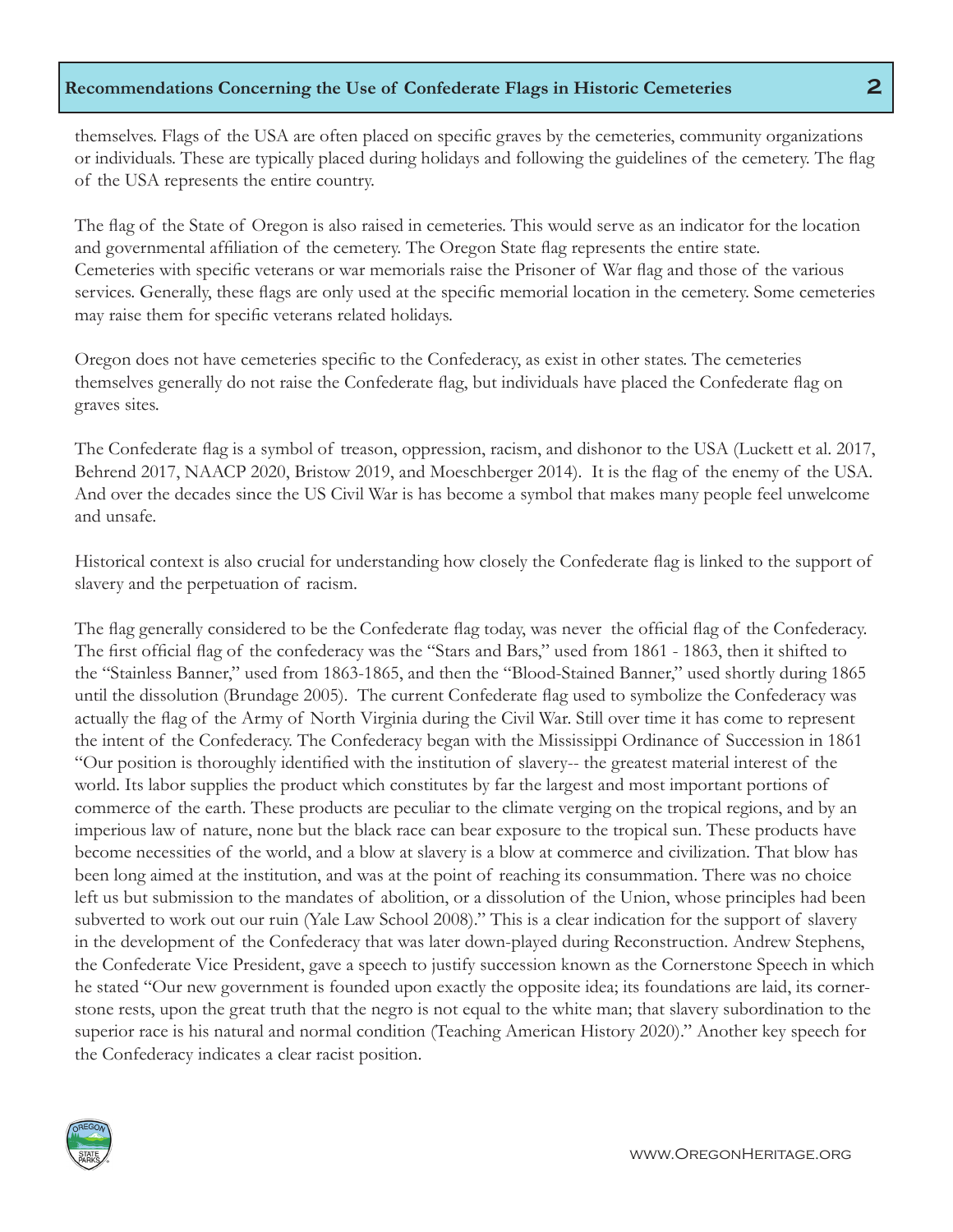themselves. Flags of the USA are often placed on specific graves by the cemeteries, community organizations or individuals. These are typically placed during holidays and following the guidelines of the cemetery. The flag of the USA represents the entire country.

The flag of the State of Oregon is also raised in cemeteries. This would serve as an indicator for the location and governmental affiliation of the cemetery. The Oregon State flag represents the entire state. Cemeteries with specific veterans or war memorials raise the Prisoner of War flag and those of the various services. Generally, these flags are only used at the specific memorial location in the cemetery. Some cemeteries may raise them for specific veterans related holidays.

Oregon does not have cemeteries specific to the Confederacy, as exist in other states. The cemeteries themselves generally do not raise the Confederate flag, but individuals have placed the Confederate flag on graves sites.

The Confederate flag is a symbol of treason, oppression, racism, and dishonor to the USA (Luckett et al. 2017, Behrend 2017, NAACP 2020, Bristow 2019, and Moeschberger 2014). It is the flag of the enemy of the USA. And over the decades since the US Civil War is has become a symbol that makes many people feel unwelcome and unsafe.

Historical context is also crucial for understanding how closely the Confederate flag is linked to the support of slavery and the perpetuation of racism.

The flag generally considered to be the Confederate flag today, was never the official flag of the Confederacy. The first official flag of the confederacy was the "Stars and Bars," used from 1861 - 1863, then it shifted to the "Stainless Banner," used from 1863-1865, and then the "Blood-Stained Banner," used shortly during 1865 until the dissolution (Brundage 2005). The current Confederate flag used to symbolize the Confederacy was actually the flag of the Army of North Virginia during the Civil War. Still over time it has come to represent the intent of the Confederacy. The Confederacy began with the Mississippi Ordinance of Succession in 1861 "Our position is thoroughly identified with the institution of slavery-- the greatest material interest of the world. Its labor supplies the product which constitutes by far the largest and most important portions of commerce of the earth. These products are peculiar to the climate verging on the tropical regions, and by an imperious law of nature, none but the black race can bear exposure to the tropical sun. These products have become necessities of the world, and a blow at slavery is a blow at commerce and civilization. That blow has been long aimed at the institution, and was at the point of reaching its consummation. There was no choice left us but submission to the mandates of abolition, or a dissolution of the Union, whose principles had been subverted to work out our ruin (Yale Law School 2008)." This is a clear indication for the support of slavery in the development of the Confederacy that was later down-played during Reconstruction. Andrew Stephens, the Confederate Vice President, gave a speech to justify succession known as the Cornerstone Speech in which he stated "Our new government is founded upon exactly the opposite idea; its foundations are laid, its corner-stone rests, upon the great truth that the negro is not equal to the white man; that slavery subordination to the superior race is his natural and normal condition (Teaching American History 2020)." Another key speech for the Confederacy indicates a clear racist position.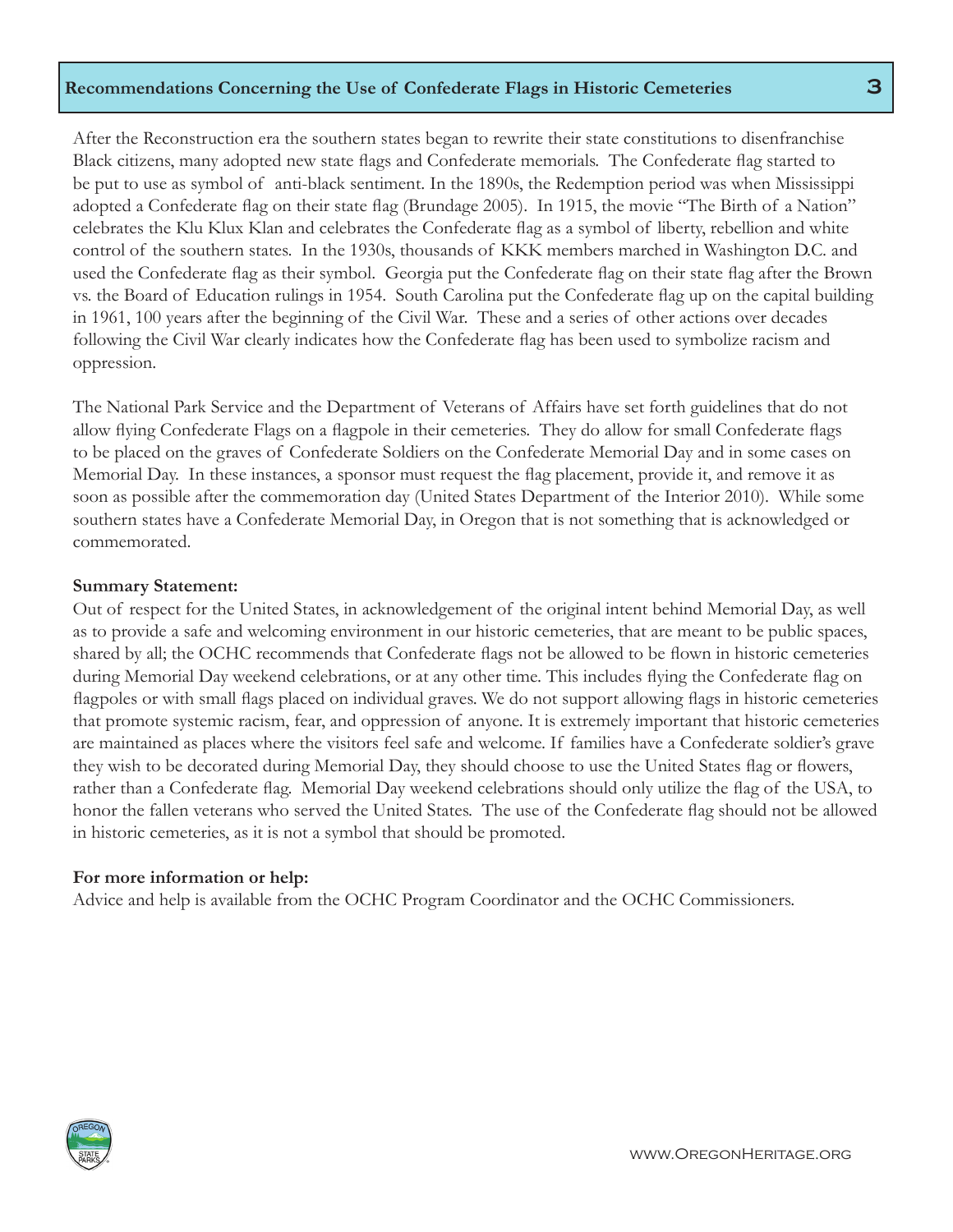After the Reconstruction era the southern states began to rewrite their state constitutions to disenfranchise Black citizens, many adopted new state flags and Confederate memorials. The Confederate flag started to be put to use as symbol of anti-black sentiment. In the 1890s, the Redemption period was when Mississippi adopted a Confederate flag on their state flag (Brundage 2005). In 1915, the movie "The Birth of a Nation" celebrates the Klu Klux Klan and celebrates the Confederate flag as a symbol of liberty, rebellion and white control of the southern states. In the 1930s, thousands of KKK members marched in Washington D.C. and used the Confederate flag as their symbol. Georgia put the Confederate flag on their state flag after the Brown vs. the Board of Education rulings in 1954. South Carolina put the Confederate flag up on the capital building in 1961, 100 years after the beginning of the Civil War. These and a series of other actions over decades following the Civil War clearly indicates how the Confederate flag has been used to symbolize racism and oppression.

The National Park Service and the Department of Veterans of Affairs have set forth guidelines that do not allow flying Confederate Flags on a flagpole in their cemeteries. They do allow for small Confederate flags to be placed on the graves of Confederate Soldiers on the Confederate Memorial Day and in some cases on Memorial Day. In these instances, a sponsor must request the flag placement, provide it, and remove it as soon as possible after the commemoration day (United States Department of the Interior 2010). While some southern states have a Confederate Memorial Day, in Oregon that is not something that is acknowledged or commemorated.

**Summary Statement:**

Out of respect for the United States, in acknowledgement of the original intent behind Memorial Day, as well as to provide a safe and welcoming environment in our historic cemeteries, that are meant to be public spaces, shared by all; the OCHC recommends that Confederate flags not be allowed to be flown in historic cemeteries during Memorial Day weekend celebrations, or at any other time. This includes flying the Confederate flag on flagpoles or with small flags placed on individual graves. We do not support allowing flags in historic cemeteries that promote systemic racism, fear, and oppression of anyone. It is extremely important that historic cemeteries are maintained as places where the visitors feel safe and welcome. If families have a Confederate soldier's grave they wish to be decorated during Memorial Day, they should choose to use the United States flag or flowers, rather than a Confederate flag. Memorial Day weekend celebrations should only utilize the flag of the USA, to honor the fallen veterans who served the United States. The use of the Confederate flag should not be allowed in historic cemeteries, as it is not a symbol that should be promoted.

**For more information or help:**

Advice and help is available from the OCHC Program Coordinator and the OCHC Commissioners.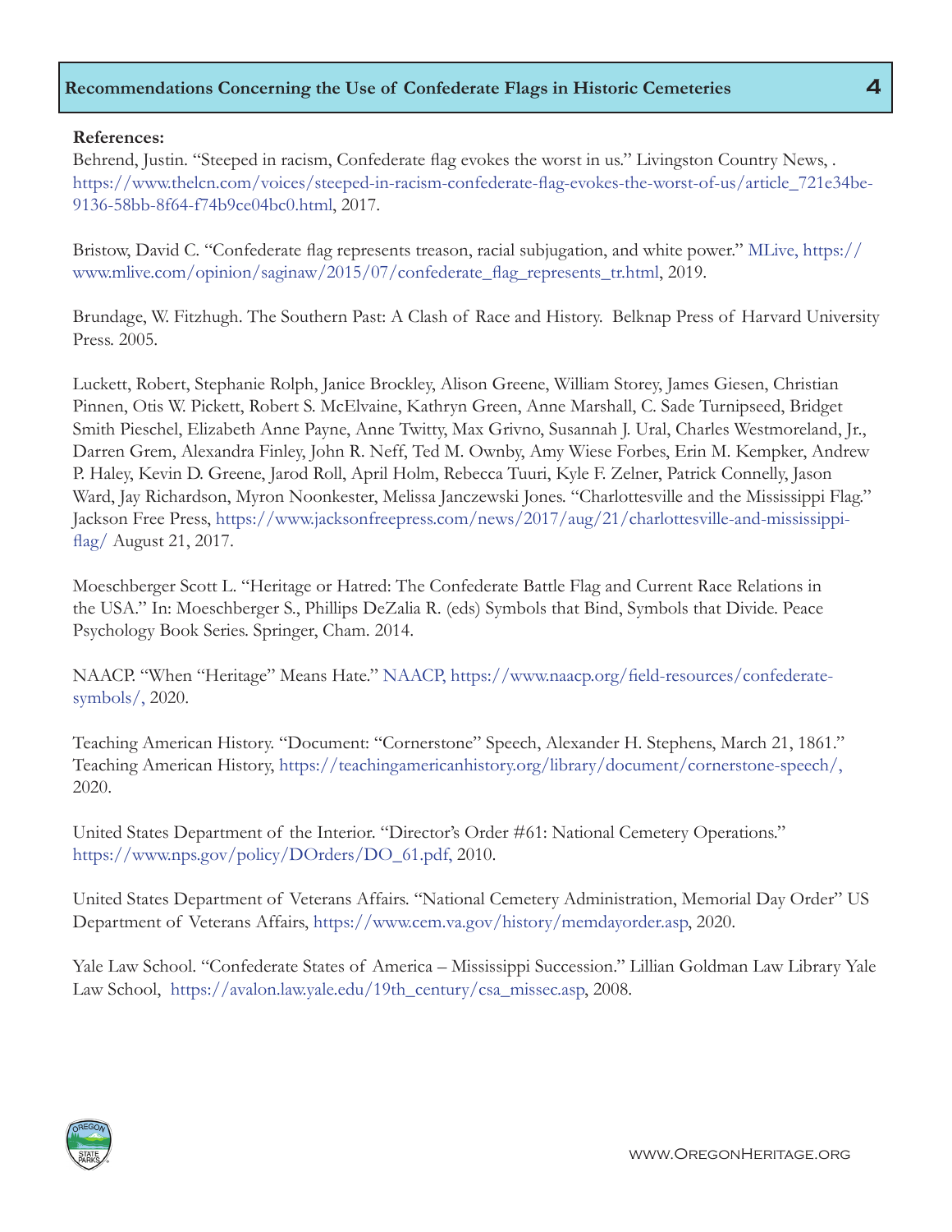**References:**

Behrend, Justin. "Steeped in racism, Confederate flag evokes the worst in us." Livingston Country News, . https://www.thelcn.com/voices/steeped-in-racism-confederate-flag-evokes-the-worst-of-us/article_721e34be-9136-58bb-8f64-f74b9ce04bc0.html, 2017.

Bristow, David C. "Confederate flag represents treason, racial subjugation, and white power." MLive, https://www.mlive.com/opinion/saginaw/2015/07/confederate_flag_represents_tr.html, 2019.

Brundage, W. Fitzhugh. The Southern Past: A Clash of Race and History. Belknap Press of Harvard University Press. 2005.

Luckett, Robert, Stephanie Rolph, Janice Brockley, Alison Greene, William Storey, James Giesen, Christian Pinnen, Otis W. Pickett, Robert S. McElvaine, Kathryn Green, Anne Marshall, C. Sade Turnipseed, Bridget Smith Pieschel, Elizabeth Anne Payne, Anne Twitty, Max Grivno, Susannah J. Ural, Charles Westmoreland, Jr., Darren Grem, Alexandra Finley, John R. Neff, Ted M. Ownby, Amy Wiese Forbes, Erin M. Kempker, Andrew P. Haley, Kevin D. Greene, Jarod Roll, April Holm, Rebecca Tuuri, Kyle F. Zelner, Patrick Connelly, Jason Ward, Jay Richardson, Myron Noonkester, Melissa Janczewski Jones. "Charlottesville and the Mississippi Flag." Jackson Free Press, https://www.jacksonfreepress.com/news/2017/aug/21/charlottesville-and-mississippi-flag/ August 21, 2017.

Moeschberger Scott L. "Heritage or Hatred: The Confederate Battle Flag and Current Race Relations in the USA." In: Moeschberger S., Phillips DeZalia R. (eds) Symbols that Bind, Symbols that Divide. Peace Psychology Book Series. Springer, Cham. 2014.

NAACP. "When "Heritage" Means Hate." NAACP, https://www.naacp.org/field-resources/confederate-symbols/, 2020.

Teaching American History. "Document: "Cornerstone" Speech, Alexander H. Stephens, March 21, 1861." Teaching American History, https://teachingamericanhistory.org/library/document/cornerstone-speech/, 2020.

United States Department of the Interior. "Director's Order #61: National Cemetery Operations." https://www.nps.gov/policy/DOrders/DO_61.pdf, 2010.

United States Department of Veterans Affairs. "National Cemetery Administration, Memorial Day Order" US Department of Veterans Affairs, https://www.cem.va.gov/history/memdayorder.asp, 2020.

Yale Law School. "Confederate States of America – Mississippi Succession." Lillian Goldman Law Library Yale Law School, https://avalon.law.yale.edu/19th_century/csa_missec.asp, 2008.